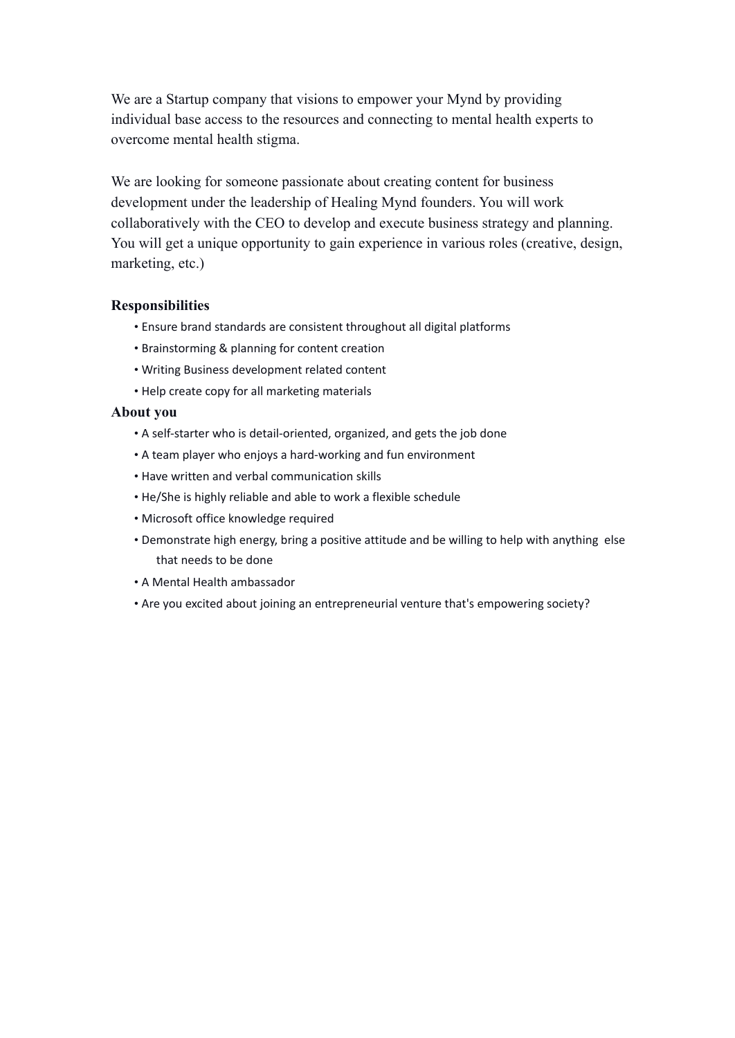We are a Startup company that visions to empower your Mynd by providing individual base access to the resources and connecting to mental health experts to overcome mental health stigma.

We are looking for someone passionate about creating content for business development under the leadership of Healing Mynd founders. You will work collaboratively with the CEO to develop and execute business strategy and planning. You will get a unique opportunity to gain experience in various roles (creative, design, marketing, etc.)

### Responsibilities

- Ensure brand standards are consistent throughout all digital platforms
- Brainstorming & planning for content creation
- Writing Business development related content
- Help create copy for all marketing materials

### About you

- A self-starter who is detail-oriented, organized, and gets the job done
- A team player who enjoys a hard-working and fun environment
- Have written and verbal communication skills
- He/She is highly reliable and able to work a flexible schedule
- Microsoft office knowledge required
- Demonstrate high energy, bring a positive attitude and be willing to help with anything else that needs to be done
- A Mental Health ambassador
- Are you excited about joining an entrepreneurial venture that's empowering society?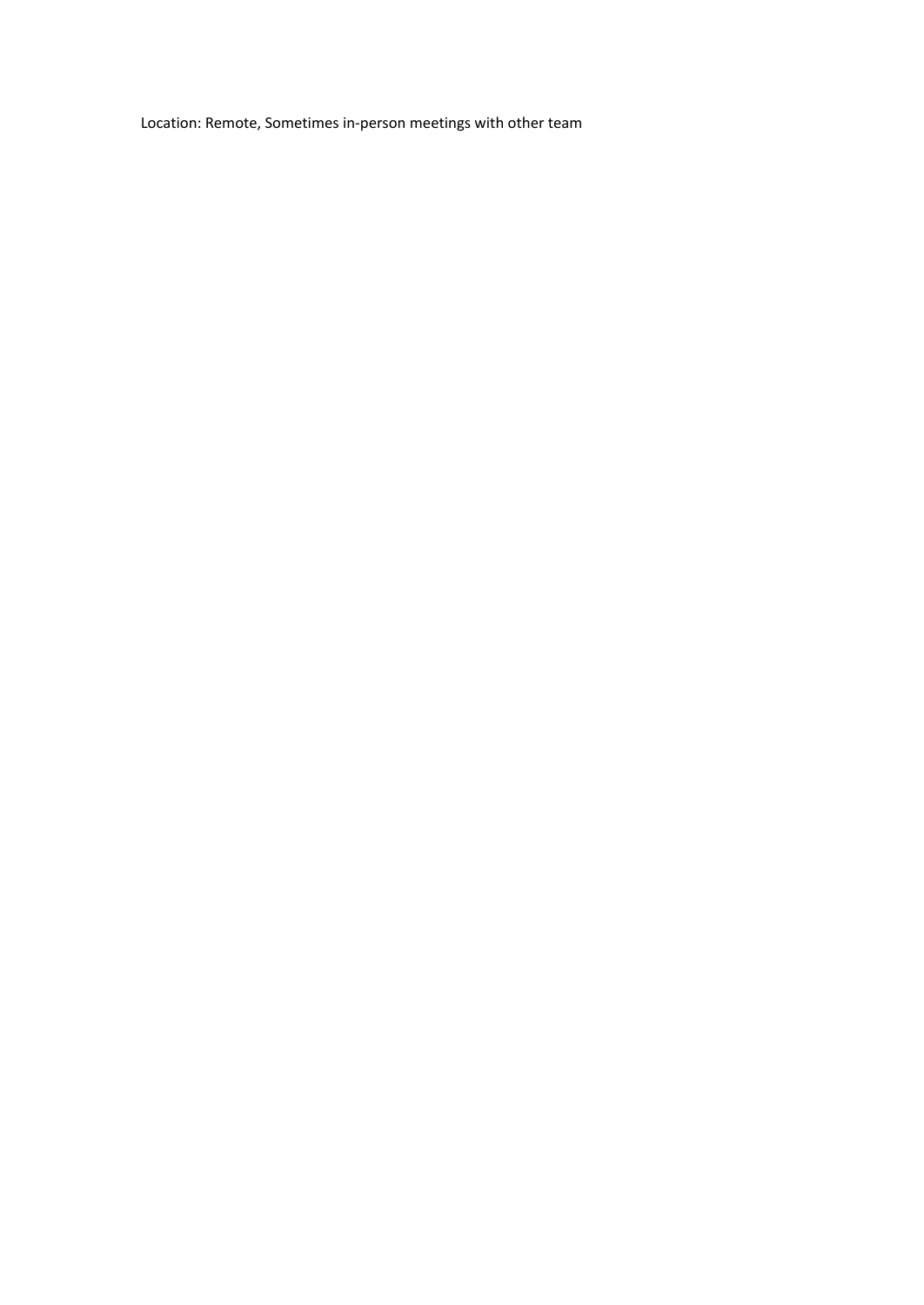Location: Remote, Sometimes in-person meetings with other team